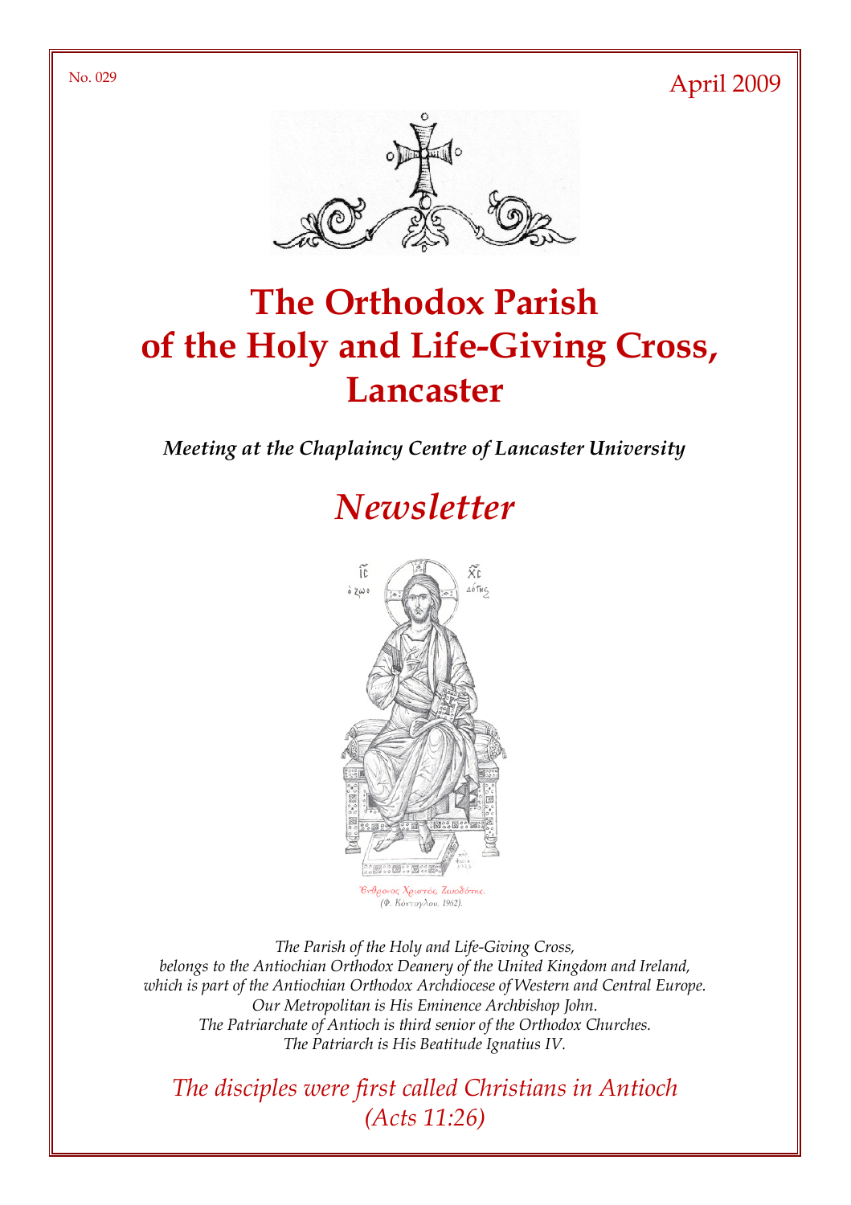No. 029

April 2009

# The Orthodox Parish of the Holy and Life-Giving Cross, Lancaster

***Meeting at the Chaplaincy Centre of Lancaster University***

## *Newsletter*

Ἔνθρονος Χριστός, Ζωοδότης.
(Φ. Κόντογλου, 1962).

*The Parish of the Holy and Life-Giving Cross,*
*belongs to the Antiochian Orthodox Deanery of the United Kingdom and Ireland,*
*which is part of the Antiochian Orthodox Archdiocese of Western and Central Europe.*
*Our Metropolitan is His Eminence Archbishop John.*
*The Patriarchate of Antioch is third senior of the Orthodox Churches.*
*The Patriarch is His Beatitude Ignatius IV.*

*The disciples were first called Christians in Antioch*
*(Acts 11:26)*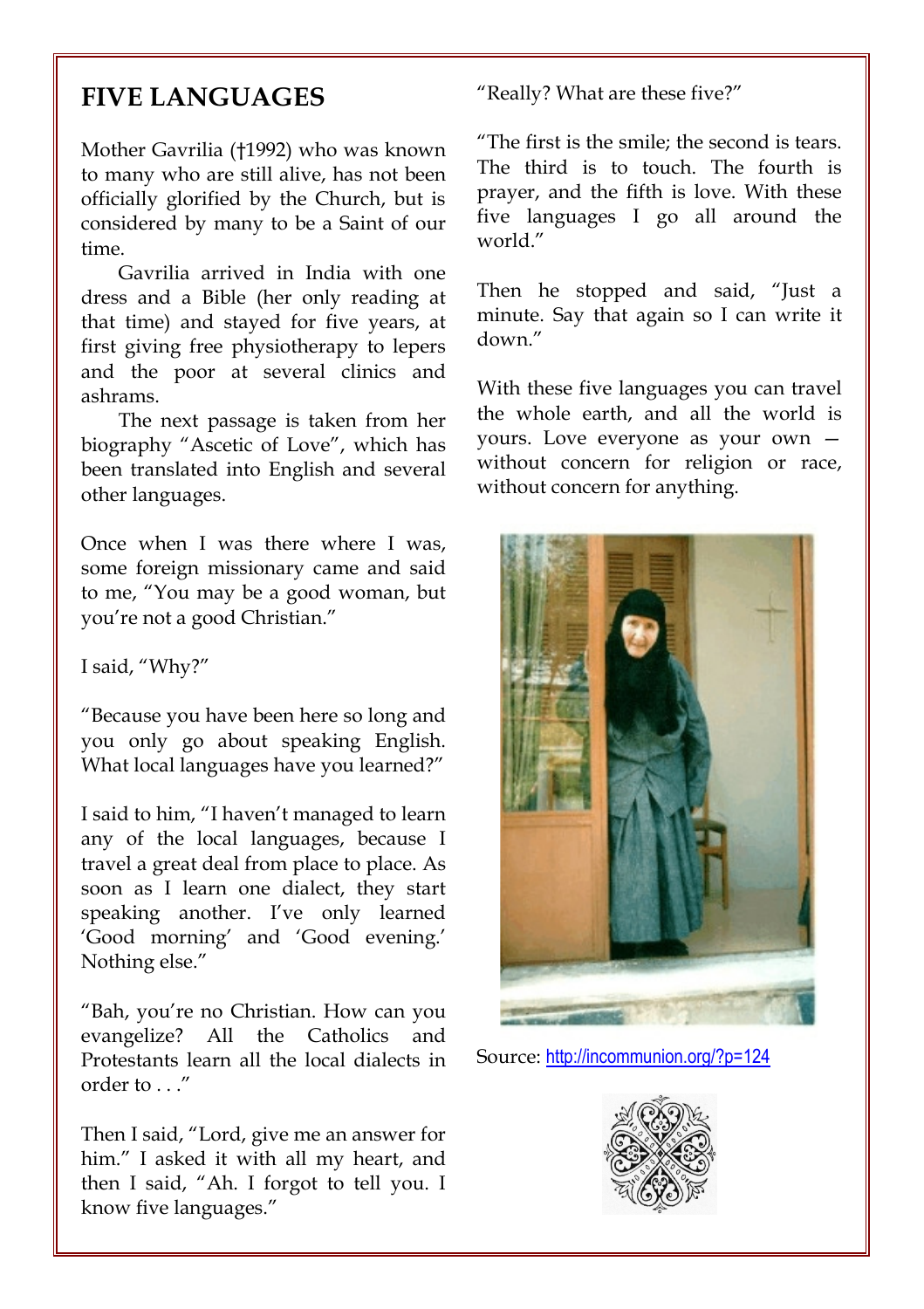# FIVE LANGUAGES

Mother Gavrilia (†1992) who was known to many who are still alive, has not been officially glorified by the Church, but is considered by many to be a Saint of our time.

Gavrilia arrived in India with one dress and a Bible (her only reading at that time) and stayed for five years, at first giving free physiotherapy to lepers and the poor at several clinics and ashrams.

The next passage is taken from her biography "Ascetic of Love", which has been translated into English and several other languages.

Once when I was there where I was, some foreign missionary came and said to me, "You may be a good woman, but you're not a good Christian."

I said, "Why?"

"Because you have been here so long and you only go about speaking English. What local languages have you learned?"

I said to him, "I haven't managed to learn any of the local languages, because I travel a great deal from place to place. As soon as I learn one dialect, they start speaking another. I've only learned 'Good morning' and 'Good evening.' Nothing else."

"Bah, you're no Christian. How can you evangelize? All the Catholics and Protestants learn all the local dialects in order to . . ."

Then I said, "Lord, give me an answer for him." I asked it with all my heart, and then I said, "Ah. I forgot to tell you. I know five languages."

"Really? What are these five?"

"The first is the smile; the second is tears. The third is to touch. The fourth is prayer, and the fifth is love. With these five languages I go all around the world."

Then he stopped and said, "Just a minute. Say that again so I can write it down."

With these five languages you can travel the whole earth, and all the world is yours. Love everyone as your own — without concern for religion or race, without concern for anything.

Source: http://incommunion.org/?p=124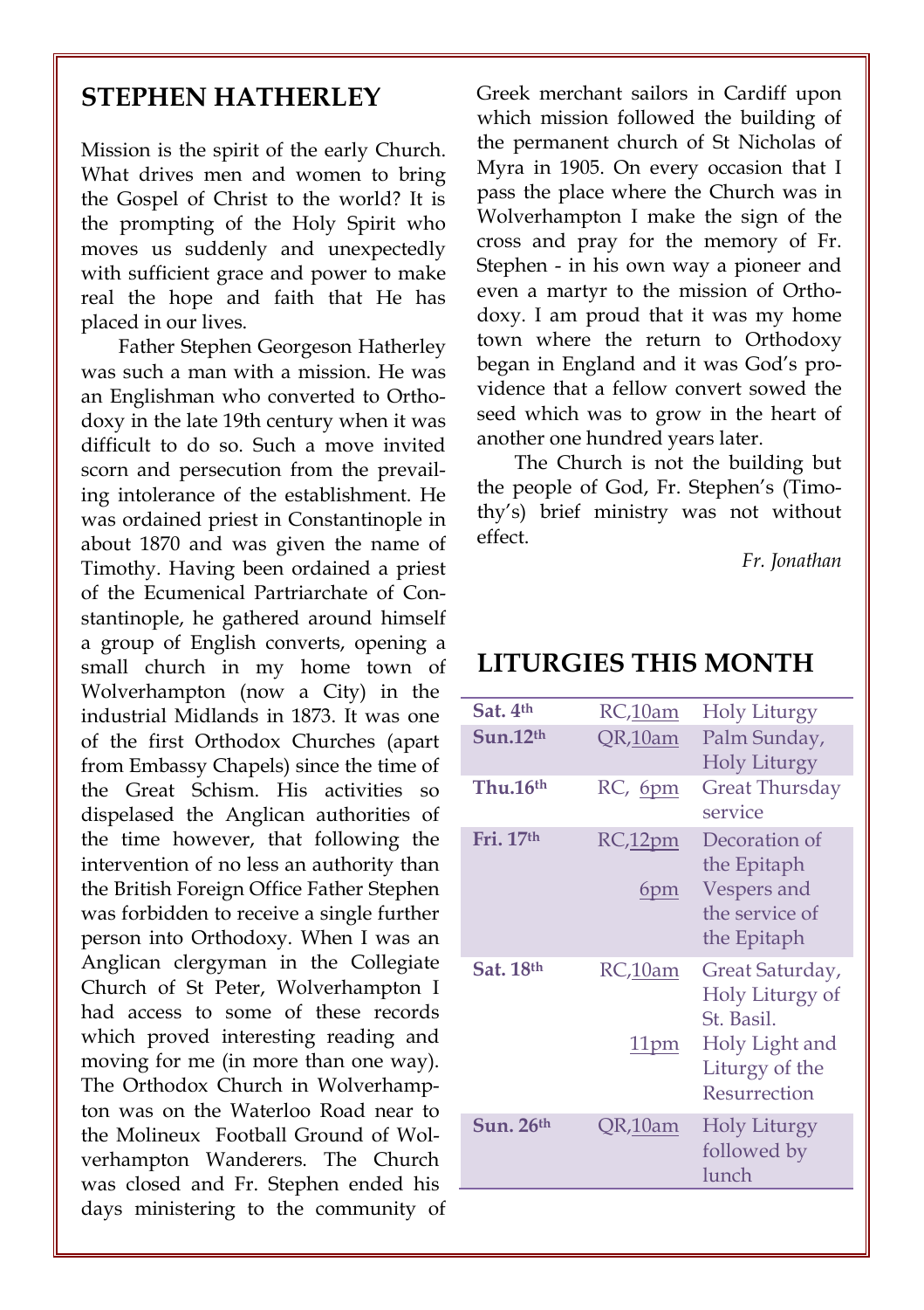## STEPHEN HATHERLEY

Mission is the spirit of the early Church. What drives men and women to bring the Gospel of Christ to the world? It is the prompting of the Holy Spirit who moves us suddenly and unexpectedly with sufficient grace and power to make real the hope and faith that He has placed in our lives.

Father Stephen Georgeson Hatherley was such a man with a mission. He was an Englishman who converted to Orthodoxy in the late 19th century when it was difficult to do so. Such a move invited scorn and persecution from the prevailing intolerance of the establishment. He was ordained priest in Constantinople in about 1870 and was given the name of Timothy. Having been ordained a priest of the Ecumenical Partriarchate of Constantinople, he gathered around himself a group of English converts, opening a small church in my home town of Wolverhampton (now a City) in the industrial Midlands in 1873. It was one of the first Orthodox Churches (apart from Embassy Chapels) since the time of the Great Schism. His activities so dispelased the Anglican authorities of the time however, that following the intervention of no less an authority than the British Foreign Office Father Stephen was forbidden to receive a single further person into Orthodoxy. When I was an Anglican clergyman in the Collegiate Church of St Peter, Wolverhampton I had access to some of these records which proved interesting reading and moving for me (in more than one way). The Orthodox Church in Wolverhampton was on the Waterloo Road near to the Molineux Football Ground of Wolverhampton Wanderers. The Church was closed and Fr. Stephen ended his days ministering to the community of Greek merchant sailors in Cardiff upon which mission followed the building of the permanent church of St Nicholas of Myra in 1905. On every occasion that I pass the place where the Church was in Wolverhampton I make the sign of the cross and pray for the memory of Fr. Stephen - in his own way a pioneer and even a martyr to the mission of Orthodoxy. I am proud that it was my home town where the return to Orthodoxy began in England and it was God's providence that a fellow convert sowed the seed which was to grow in the heart of another one hundred years later.

The Church is not the building but the people of God, Fr. Stephen's (Timothy's) brief ministry was not without effect.

*Fr. Jonathan*

## LITURGIES THIS MONTH

| | | |
|---|---|---|
| **Sat. 4th** | RC, 10am | Holy Liturgy |
| **Sun.12th** | QR, 10am | Palm Sunday, Holy Liturgy |
| **Thu.16th** | RC, 6pm | Great Thursday service |
| **Fri. 17th** | RC, 12pm<br>6pm | Decoration of the Epitaph<br>Vespers and the service of the Epitaph |
| **Sat. 18th** | RC, 10am<br>11pm | Great Saturday, Holy Liturgy of St. Basil.<br>Holy Light and Liturgy of the Resurrection |
| **Sun. 26th** | QR, 10am | Holy Liturgy followed by lunch |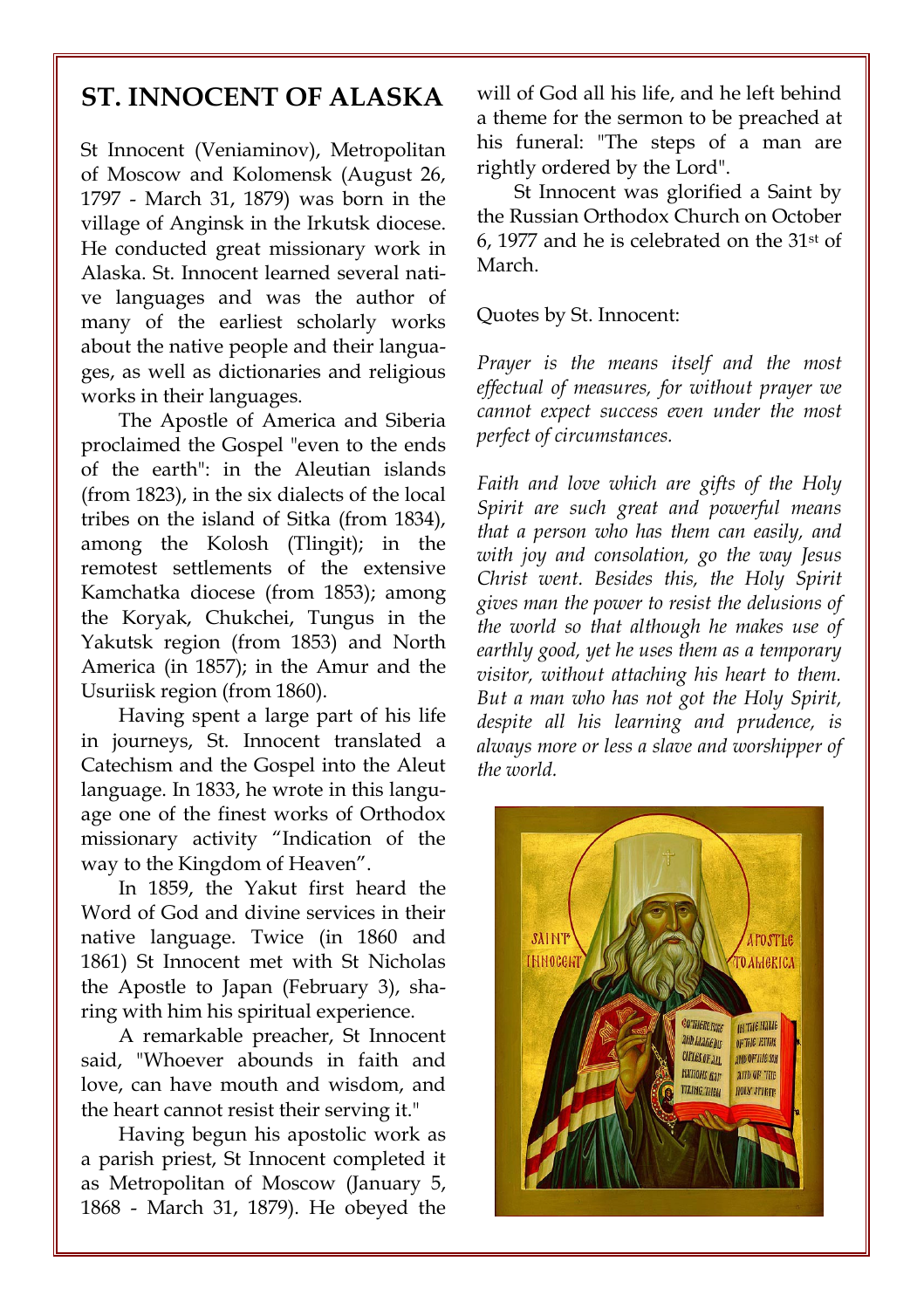# ST. INNOCENT OF ALASKA

St Innocent (Veniaminov), Metropolitan of Moscow and Kolomensk (August 26, 1797 - March 31, 1879) was born in the village of Anginsk in the Irkutsk diocese. He conducted great missionary work in Alaska. St. Innocent learned several native languages and was the author of many of the earliest scholarly works about the native people and their languages, as well as dictionaries and religious works in their languages.

The Apostle of America and Siberia proclaimed the Gospel "even to the ends of the earth": in the Aleutian islands (from 1823), in the six dialects of the local tribes on the island of Sitka (from 1834), among the Kolosh (Tlingit); in the remotest settlements of the extensive Kamchatka diocese (from 1853); among the Koryak, Chukchei, Tungus in the Yakutsk region (from 1853) and North America (in 1857); in the Amur and the Usuriisk region (from 1860).

Having spent a large part of his life in journeys, St. Innocent translated a Catechism and the Gospel into the Aleut language. In 1833, he wrote in this language one of the finest works of Orthodox missionary activity "Indication of the way to the Kingdom of Heaven".

In 1859, the Yakut first heard the Word of God and divine services in their native language. Twice (in 1860 and 1861) St Innocent met with St Nicholas the Apostle to Japan (February 3), sharing with him his spiritual experience.

A remarkable preacher, St Innocent said, "Whoever abounds in faith and love, can have mouth and wisdom, and the heart cannot resist their serving it."

Having begun his apostolic work as a parish priest, St Innocent completed it as Metropolitan of Moscow (January 5, 1868 - March 31, 1879). He obeyed the will of God all his life, and he left behind a theme for the sermon to be preached at his funeral: "The steps of a man are rightly ordered by the Lord".

St Innocent was glorified a Saint by the Russian Orthodox Church on October 6, 1977 and he is celebrated on the 31st of March.

Quotes by St. Innocent:

*Prayer is the means itself and the most effectual of measures, for without prayer we cannot expect success even under the most perfect of circumstances.*

*Faith and love which are gifts of the Holy Spirit are such great and powerful means that a person who has them can easily, and with joy and consolation, go the way Jesus Christ went. Besides this, the Holy Spirit gives man the power to resist the delusions of the world so that although he makes use of earthly good, yet he uses them as a temporary visitor, without attaching his heart to them. But a man who has not got the Holy Spirit, despite all his learning and prudence, is always more or less a slave and worshipper of the world.*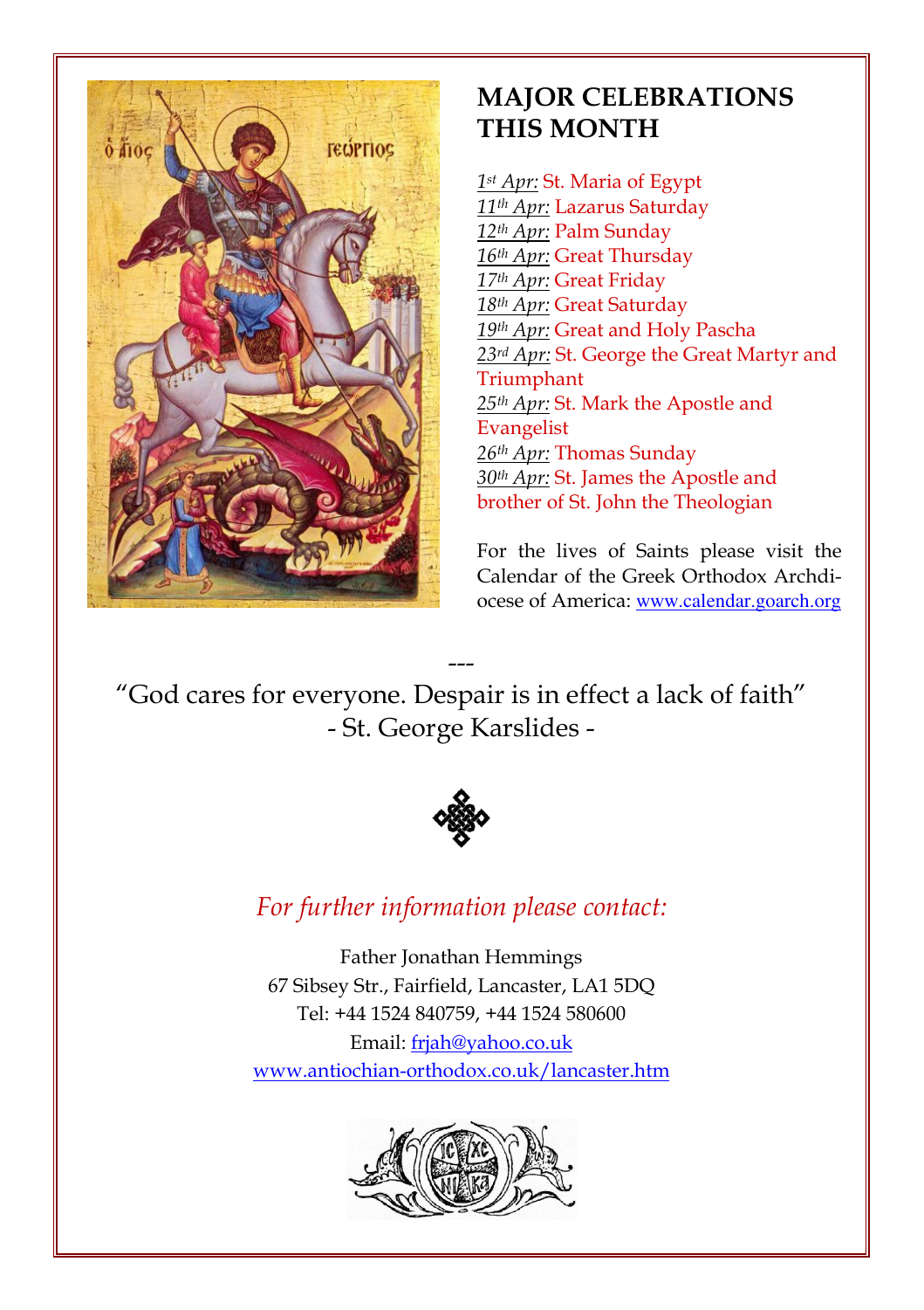## MAJOR CELEBRATIONS THIS MONTH

1st Apr: St. Maria of Egypt
11th Apr: Lazarus Saturday
12th Apr: Palm Sunday
16th Apr: Great Thursday
17th Apr: Great Friday
18th Apr: Great Saturday
19th Apr: Great and Holy Pascha
23rd Apr: St. George the Great Martyr and Triumphant
25th Apr: St. Mark the Apostle and Evangelist
26th Apr: Thomas Sunday
30th Apr: St. James the Apostle and brother of St. John the Theologian

For the lives of Saints please visit the Calendar of the Greek Orthodox Archdiocese of America: www.calendar.goarch.org

---

"God cares for everyone. Despair is in effect a lack of faith"
- St. George Karslides -

*For further information please contact:*

Father Jonathan Hemmings
67 Sibsey Str., Fairfield, Lancaster, LA1 5DQ
Tel: +44 1524 840759, +44 1524 580600
Email: frjah@yahoo.co.uk
www.antiochian-orthodox.co.uk/lancaster.htm